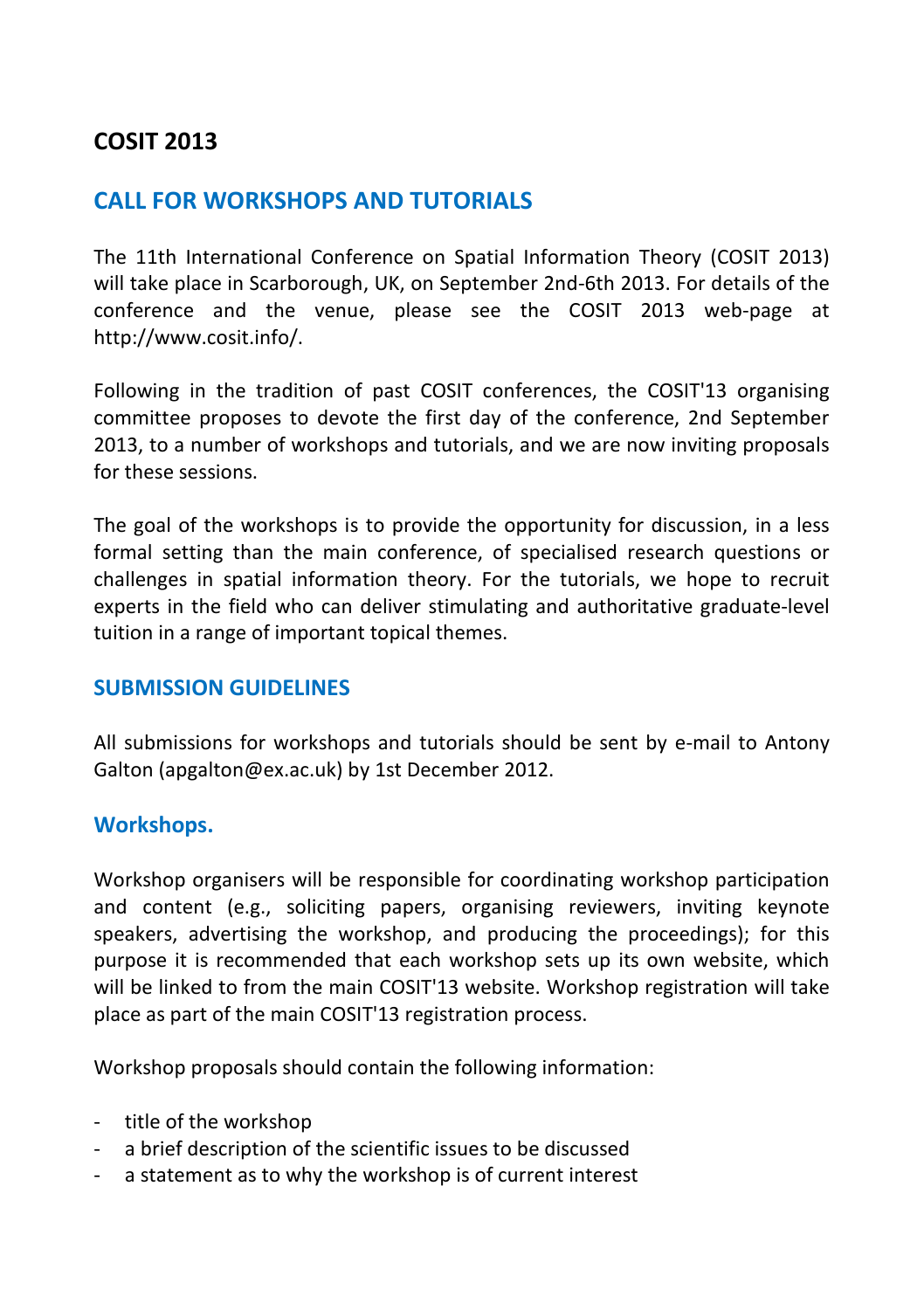# COSIT 2013

## CALL FOR WORKSHOPS AND TUTORIALS

The 11th International Conference on Spatial Information Theory (COSIT 2013) will take place in Scarborough, UK, on September 2nd-6th 2013. For details of the conference and the venue, please see the COSIT 2013 web-page at http://www.cosit.info/.

Following in the tradition of past COSIT conferences, the COSIT'13 organising committee proposes to devote the first day of the conference, 2nd September 2013, to a number of workshops and tutorials, and we are now inviting proposals for these sessions.

The goal of the workshops is to provide the opportunity for discussion, in a less formal setting than the main conference, of specialised research questions or challenges in spatial information theory. For the tutorials, we hope to recruit experts in the field who can deliver stimulating and authoritative graduate-level tuition in a range of important topical themes.

## SUBMISSION GUIDELINES

All submissions for workshops and tutorials should be sent by e-mail to Antony Galton (apgalton@ex.ac.uk) by 1st December 2012.

### Workshops.

Workshop organisers will be responsible for coordinating workshop participation and content (e.g., soliciting papers, organising reviewers, inviting keynote speakers, advertising the workshop, and producing the proceedings); for this purpose it is recommended that each workshop sets up its own website, which will be linked to from the main COSIT'13 website. Workshop registration will take place as part of the main COSIT'13 registration process.

Workshop proposals should contain the following information:

- title of the workshop
- a brief description of the scientific issues to be discussed
- a statement as to why the workshop is of current interest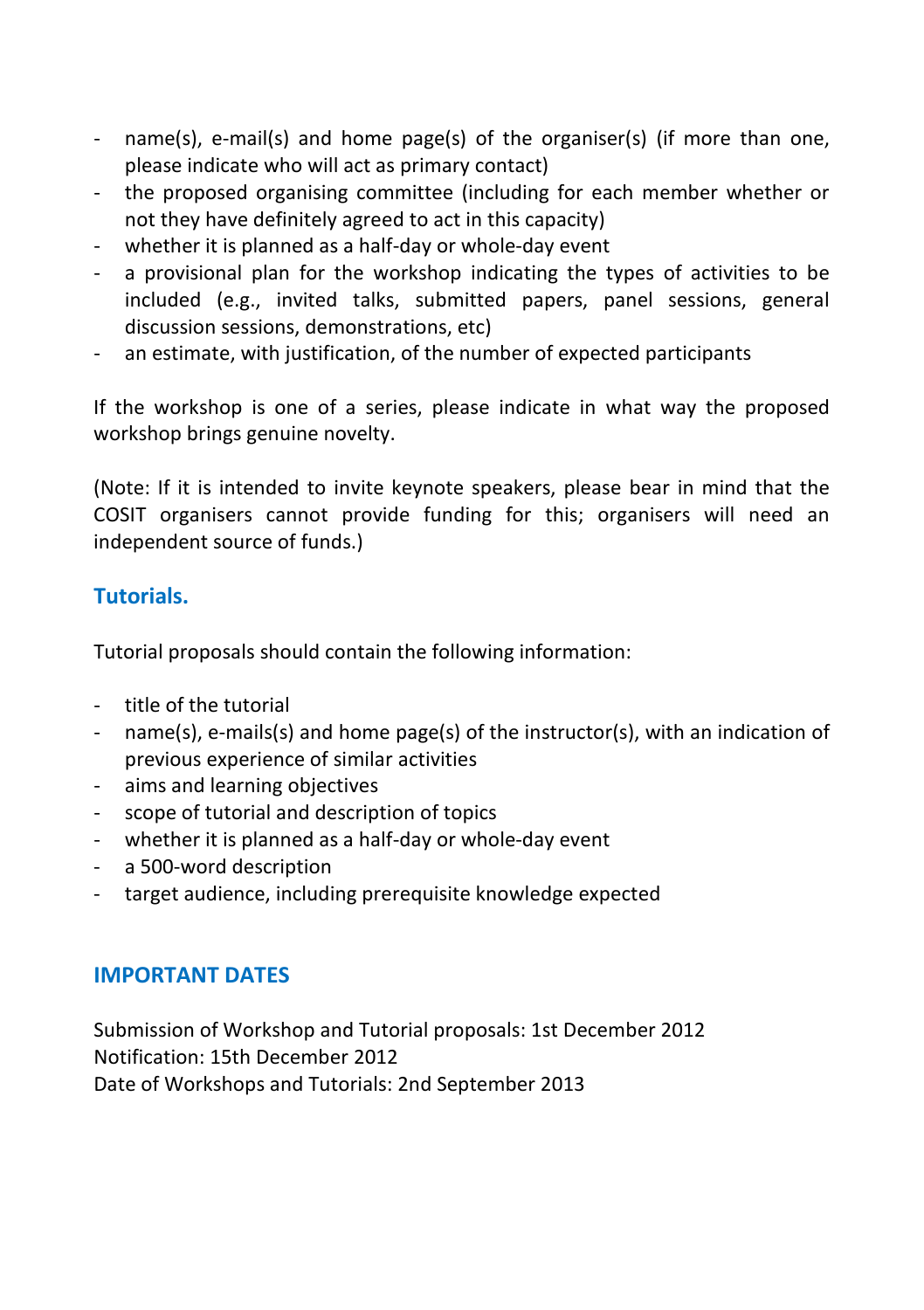- name(s), e-mail(s) and home page(s) of the organiser(s) (if more than one, please indicate who will act as primary contact)
- the proposed organising committee (including for each member whether or not they have definitely agreed to act in this capacity)
- whether it is planned as a half-day or whole-day event
- a provisional plan for the workshop indicating the types of activities to be included (e.g., invited talks, submitted papers, panel sessions, general discussion sessions, demonstrations, etc)
- an estimate, with justification, of the number of expected participants

If the workshop is one of a series, please indicate in what way the proposed workshop brings genuine novelty.

(Note: If it is intended to invite keynote speakers, please bear in mind that the COSIT organisers cannot provide funding for this; organisers will need an independent source of funds.)

## Tutorials.

Tutorial proposals should contain the following information:

- title of the tutorial
- name(s), e-mails(s) and home page(s) of the instructor(s), with an indication of previous experience of similar activities
- aims and learning objectives
- scope of tutorial and description of topics
- whether it is planned as a half-day or whole-day event
- a 500-word description
- target audience, including prerequisite knowledge expected

## IMPORTANT DATES

Submission of Workshop and Tutorial proposals: 1st December 2012
Notification: 15th December 2012
Date of Workshops and Tutorials: 2nd September 2013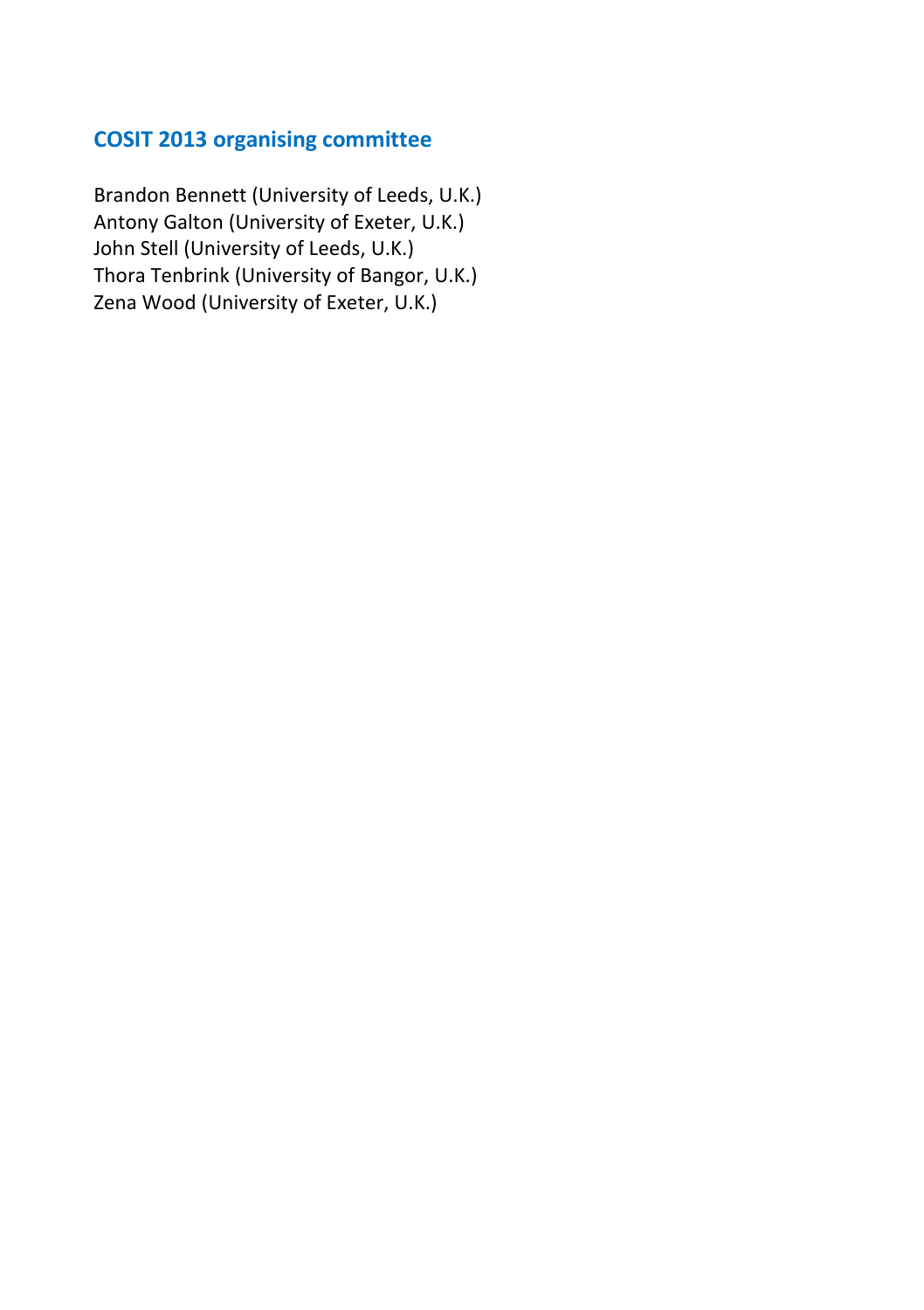## COSIT 2013 organising committee

Brandon Bennett (University of Leeds, U.K.)
Antony Galton (University of Exeter, U.K.)
John Stell (University of Leeds, U.K.)
Thora Tenbrink (University of Bangor, U.K.)
Zena Wood (University of Exeter, U.K.)